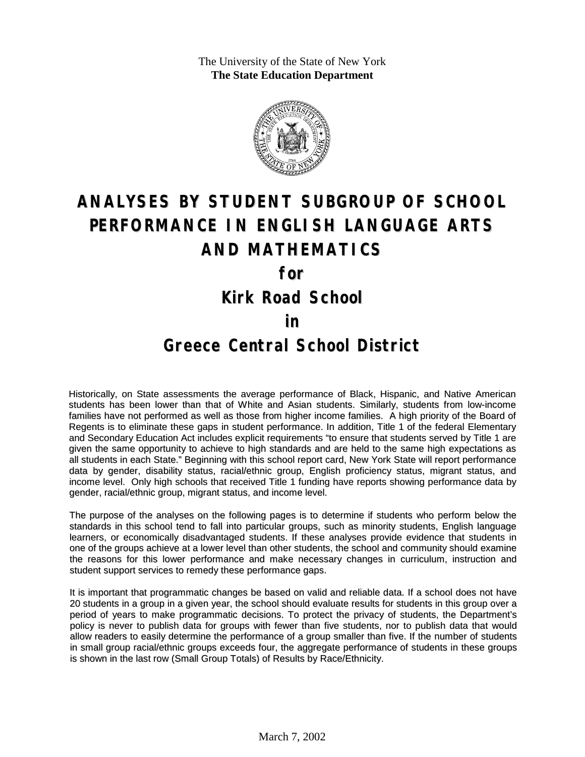The University of the State of New York
**The State Education Department**

# ANALYSES BY STUDENT SUBGROUP OF SCHOOL PERFORMANCE IN ENGLISH LANGUAGE ARTS AND MATHEMATICS

## for

## Kirk Road School

## in

## Greece Central School District

Historically, on State assessments the average performance of Black, Hispanic, and Native American students has been lower than that of White and Asian students. Similarly, students from low-income families have not performed as well as those from higher income families. A high priority of the Board of Regents is to eliminate these gaps in student performance. In addition, Title 1 of the federal Elementary and Secondary Education Act includes explicit requirements "to ensure that students served by Title 1 are given the same opportunity to achieve to high standards and are held to the same high expectations as all students in each State." Beginning with this school report card, New York State will report performance data by gender, disability status, racial/ethnic group, English proficiency status, migrant status, and income level. Only high schools that received Title 1 funding have reports showing performance data by gender, racial/ethnic group, migrant status, and income level.

The purpose of the analyses on the following pages is to determine if students who perform below the standards in this school tend to fall into particular groups, such as minority students, English language learners, or economically disadvantaged students. If these analyses provide evidence that students in one of the groups achieve at a lower level than other students, the school and community should examine the reasons for this lower performance and make necessary changes in curriculum, instruction and student support services to remedy these performance gaps.

It is important that programmatic changes be based on valid and reliable data. If a school does not have 20 students in a group in a given year, the school should evaluate results for students in this group over a period of years to make programmatic decisions. To protect the privacy of students, the Department's policy is never to publish data for groups with fewer than five students, nor to publish data that would allow readers to easily determine the performance of a group smaller than five. If the number of students in small group racial/ethnic groups exceeds four, the aggregate performance of students in these groups is shown in the last row (Small Group Totals) of Results by Race/Ethnicity.

March 7, 2002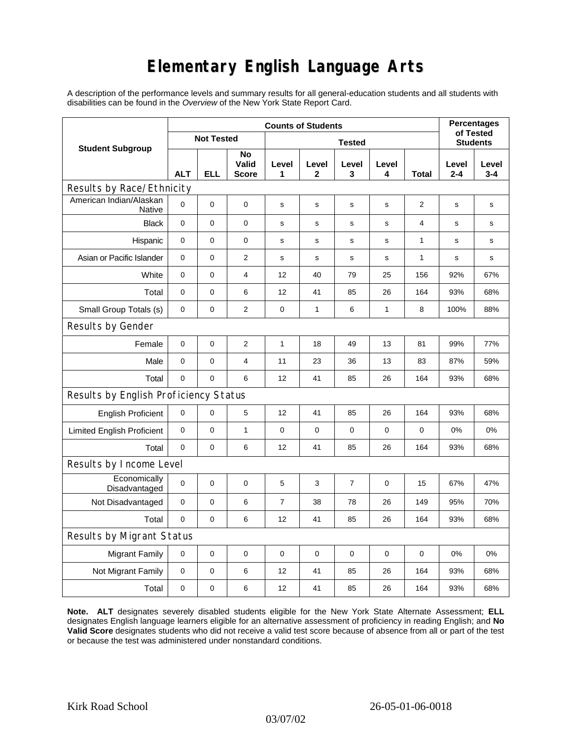# Elementary English Language Arts

A description of the performance levels and summary results for all general-education students and all students with disabilities can be found in the *Overview* of the New York State Report Card.

| Student Subgroup | Counts of Students | | | | | | | | Percentages of Tested Students | |
|---|---|---|---|---|---|---|---|---|---|---|
| | Not Tested | | | Tested | | | | | | |
| | ALT | ELL | No Valid Score | Level 1 | Level 2 | Level 3 | Level 4 | Total | Level 2-4 | Level 3-4 |
| **Results by Race/Ethnicity** | | | | | | | | | | |
| American Indian/Alaskan Native | 0 | 0 | 0 | s | s | s | s | 2 | s | s |
| Black | 0 | 0 | 0 | s | s | s | s | 4 | s | s |
| Hispanic | 0 | 0 | 0 | s | s | s | s | 1 | s | s |
| Asian or Pacific Islander | 0 | 0 | 2 | s | s | s | s | 1 | s | s |
| White | 0 | 0 | 4 | 12 | 40 | 79 | 25 | 156 | 92% | 67% |
| Total | 0 | 0 | 6 | 12 | 41 | 85 | 26 | 164 | 93% | 68% |
| Small Group Totals (s) | 0 | 0 | 2 | 0 | 1 | 6 | 1 | 8 | 100% | 88% |
| **Results by Gender** | | | | | | | | | | |
| Female | 0 | 0 | 2 | 1 | 18 | 49 | 13 | 81 | 99% | 77% |
| Male | 0 | 0 | 4 | 11 | 23 | 36 | 13 | 83 | 87% | 59% |
| Total | 0 | 0 | 6 | 12 | 41 | 85 | 26 | 164 | 93% | 68% |
| **Results by English Proficiency Status** | | | | | | | | | | |
| English Proficient | 0 | 0 | 5 | 12 | 41 | 85 | 26 | 164 | 93% | 68% |
| Limited English Proficient | 0 | 0 | 1 | 0 | 0 | 0 | 0 | 0 | 0% | 0% |
| Total | 0 | 0 | 6 | 12 | 41 | 85 | 26 | 164 | 93% | 68% |
| **Results by Income Level** | | | | | | | | | | |
| Economically Disadvantaged | 0 | 0 | 0 | 5 | 3 | 7 | 0 | 15 | 67% | 47% |
| Not Disadvantaged | 0 | 0 | 6 | 7 | 38 | 78 | 26 | 149 | 95% | 70% |
| Total | 0 | 0 | 6 | 12 | 41 | 85 | 26 | 164 | 93% | 68% |
| **Results by Migrant Status** | | | | | | | | | | |
| Migrant Family | 0 | 0 | 0 | 0 | 0 | 0 | 0 | 0 | 0% | 0% |
| Not Migrant Family | 0 | 0 | 6 | 12 | 41 | 85 | 26 | 164 | 93% | 68% |
| Total | 0 | 0 | 6 | 12 | 41 | 85 | 26 | 164 | 93% | 68% |

**Note. ALT** designates severely disabled students eligible for the New York State Alternate Assessment; **ELL** designates English language learners eligible for an alternative assessment of proficiency in reading English; and **No Valid Score** designates students who did not receive a valid test score because of absence from all or part of the test or because the test was administered under nonstandard conditions.

Kirk Road School 26-05-01-06-0018

03/07/02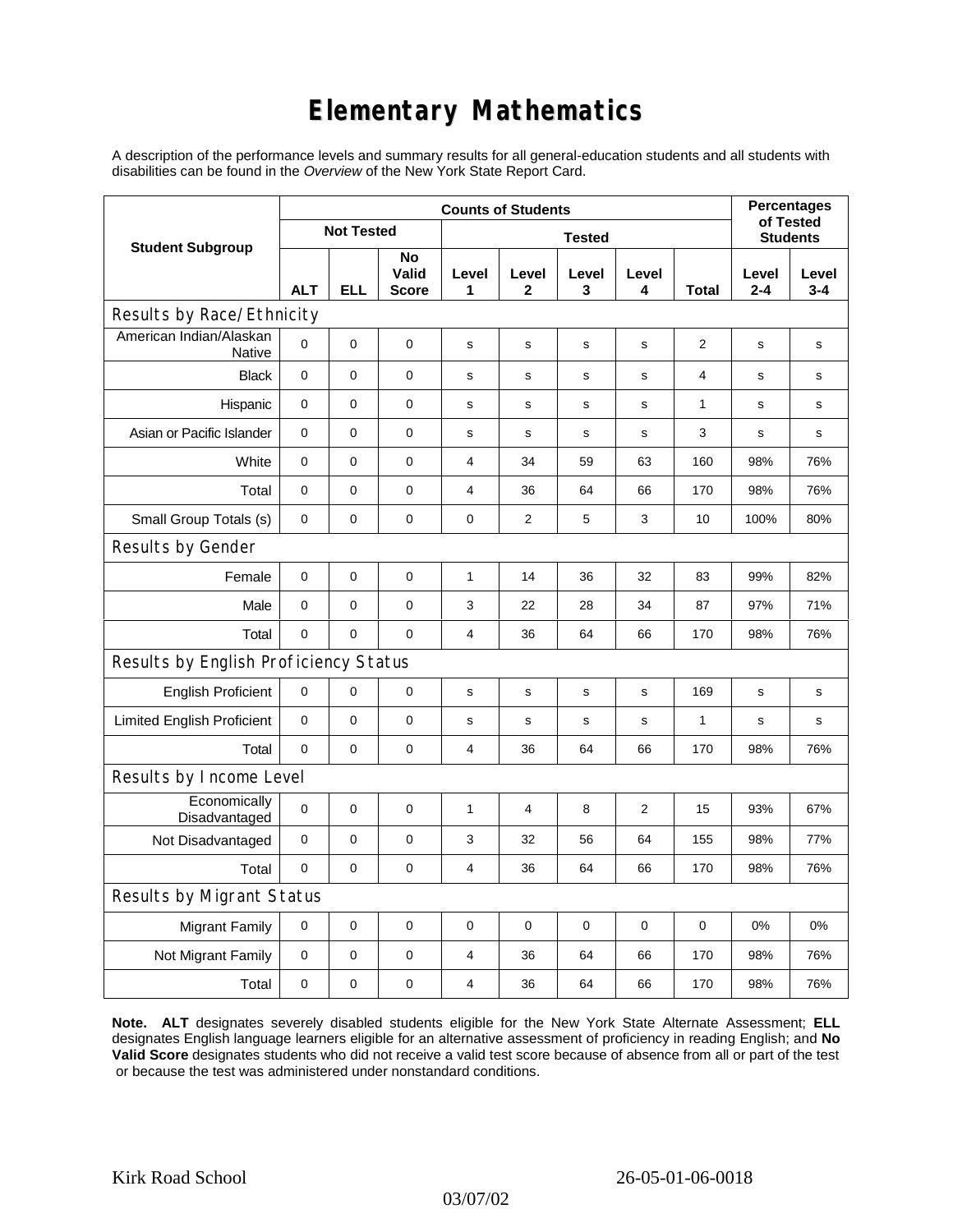# Elementary Mathematics

A description of the performance levels and summary results for all general-education students and all students with disabilities can be found in the *Overview* of the New York State Report Card.

| Student Subgroup | Counts of Students | | | | | | | | Percentages of Tested Students | |
|---|---|---|---|---|---|---|---|---|---|---|
| | Not Tested | | | Tested | | | | | | |
| | ALT | ELL | No Valid Score | Level 1 | Level 2 | Level 3 | Level 4 | Total | Level 2-4 | Level 3-4 |
| **Results by Race/Ethnicity** | | | | | | | | | | |
| American Indian/Alaskan Native | 0 | 0 | 0 | s | s | s | s | 2 | s | s |
| Black | 0 | 0 | 0 | s | s | s | s | 4 | s | s |
| Hispanic | 0 | 0 | 0 | s | s | s | s | 1 | s | s |
| Asian or Pacific Islander | 0 | 0 | 0 | s | s | s | s | 3 | s | s |
| White | 0 | 0 | 0 | 4 | 34 | 59 | 63 | 160 | 98% | 76% |
| Total | 0 | 0 | 0 | 4 | 36 | 64 | 66 | 170 | 98% | 76% |
| Small Group Totals (s) | 0 | 0 | 0 | 0 | 2 | 5 | 3 | 10 | 100% | 80% |
| **Results by Gender** | | | | | | | | | | |
| Female | 0 | 0 | 0 | 1 | 14 | 36 | 32 | 83 | 99% | 82% |
| Male | 0 | 0 | 0 | 3 | 22 | 28 | 34 | 87 | 97% | 71% |
| Total | 0 | 0 | 0 | 4 | 36 | 64 | 66 | 170 | 98% | 76% |
| **Results by English Proficiency Status** | | | | | | | | | | |
| English Proficient | 0 | 0 | 0 | s | s | s | s | 169 | s | s |
| Limited English Proficient | 0 | 0 | 0 | s | s | s | s | 1 | s | s |
| Total | 0 | 0 | 0 | 4 | 36 | 64 | 66 | 170 | 98% | 76% |
| **Results by Income Level** | | | | | | | | | | |
| Economically Disadvantaged | 0 | 0 | 0 | 1 | 4 | 8 | 2 | 15 | 93% | 67% |
| Not Disadvantaged | 0 | 0 | 0 | 3 | 32 | 56 | 64 | 155 | 98% | 77% |
| Total | 0 | 0 | 0 | 4 | 36 | 64 | 66 | 170 | 98% | 76% |
| **Results by Migrant Status** | | | | | | | | | | |
| Migrant Family | 0 | 0 | 0 | 0 | 0 | 0 | 0 | 0 | 0% | 0% |
| Not Migrant Family | 0 | 0 | 0 | 4 | 36 | 64 | 66 | 170 | 98% | 76% |
| Total | 0 | 0 | 0 | 4 | 36 | 64 | 66 | 170 | 98% | 76% |

**Note. ALT** designates severely disabled students eligible for the New York State Alternate Assessment; **ELL** designates English language learners eligible for an alternative assessment of proficiency in reading English; and **No Valid Score** designates students who did not receive a valid test score because of absence from all or part of the test or because the test was administered under nonstandard conditions.

Kirk Road School 26-05-01-06-0018

03/07/02